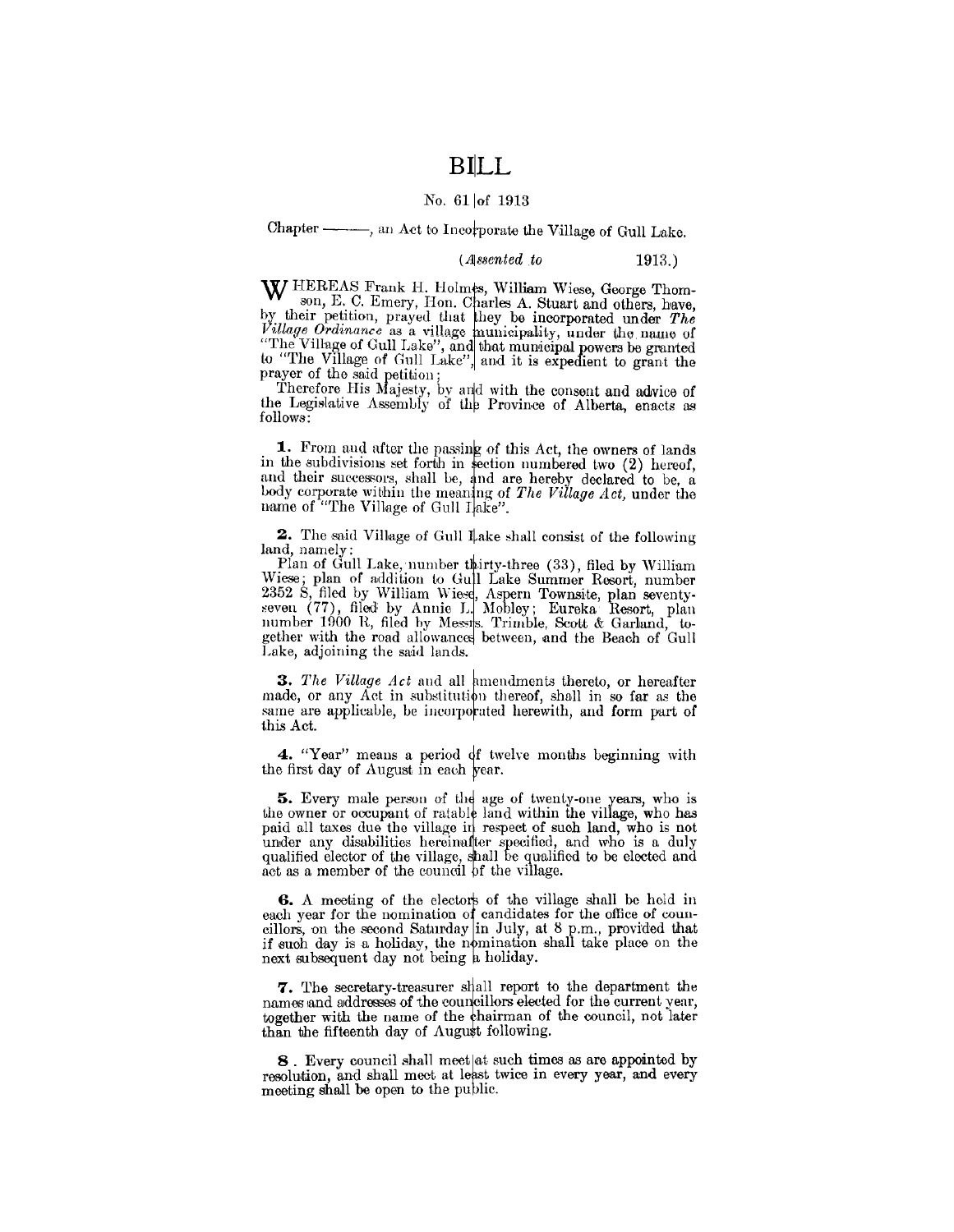# BILL

No. 61 of 1913

Chapter ——, an Act to Incorporate the Village of Gull Lake.

(*Assented to* 1913.)

WHEREAS Frank H. Holmes, William Wiese, George Thomson, E. C. Emery, Hon. Charles A. Stuart and others, have, by their petition, prayed that they be incorporated under *The Village Ordinance* as a village municipality, under the name of "The Village of Gull Lake", and that municipal powers be granted to "The Village of Gull Lake", and it is expedient to grant the prayer of the said petition;

Therefore His Majesty, by and with the consent and advice of the Legislative Assembly of the Province of Alberta, enacts as follows:

**1.** From and after the passing of this Act, the owners of lands in the subdivisions set forth in section numbered two (2) hereof, and their successors, shall be, and are hereby declared to be, a body corporate within the meaning of *The Village Act,* under the name of "The Village of Gull Lake".

**2.** The said Village of Gull Lake shall consist of the following land, namely:

Plan of Gull Lake, number thirty-three (33), filed by William Wiese; plan of addition to Gull Lake Summer Resort, number 2352 S, filed by William Wiese, Aspern Townsite, plan seventy-seven (77), filed by Annie L. Mobley; Eureka Resort, plan number 1900 R, filed by Messrs. Trimble, Scott & Garland, together with the road allowances between, and the Beach of Gull Lake, adjoining the said lands.

**3.** *The Village Act* and all amendments thereto, or hereafter made, or any Act in substitution thereof, shall in so far as the same are applicable, be incorporated herewith, and form part of this Act.

**4.** "Year" means a period of twelve months beginning with the first day of August in each year.

**5.** Every male person of the age of twenty-one years, who is the owner or occupant of ratable land within the village, who has paid all taxes due the village in respect of such land, who is not under any disabilities hereinafter specified, and who is a duly qualified elector of the village, shall be qualified to be elected and act as a member of the council of the village.

**6.** A meeting of the electors of the village shall be held in each year for the nomination of candidates for the office of councillors, on the second Saturday in July, at 8 p.m., provided that if such day is a holiday, the nomination shall take place on the next subsequent day not being a holiday.

**7.** The secretary-treasurer shall report to the department the names and addresses of the councillors elected for the current year, together with the name of the chairman of the council, not later than the fifteenth day of August following.

**8.** Every council shall meet at such times as are appointed by resolution, and shall meet at least twice in every year, and every meeting shall be open to the public.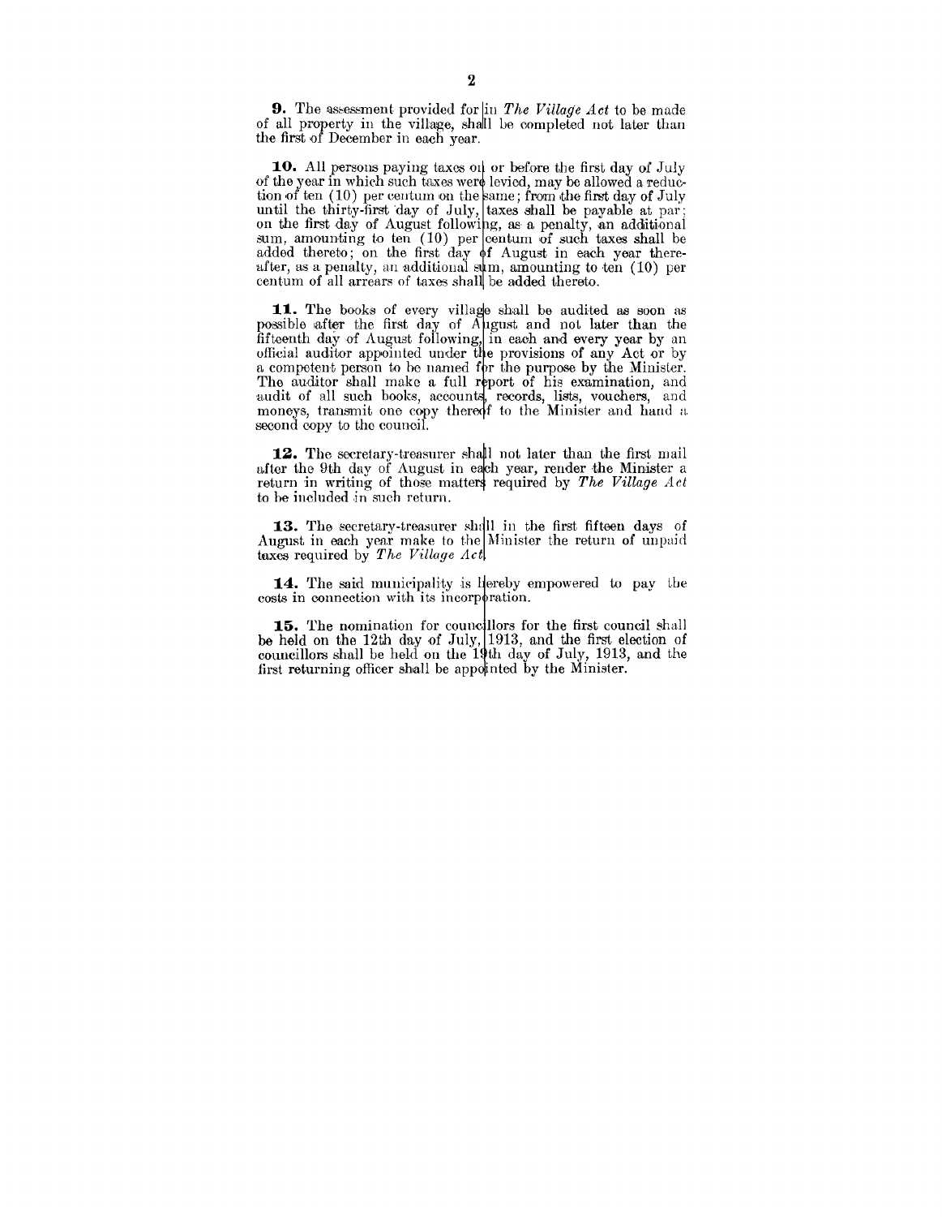**9.** The assessment provided for in *The Village Act* to be made of all property in the village, shall be completed not later than the first of December in each year.

**10.** All persons paying taxes on or before the first day of July of the year in which such taxes were levied, may be allowed a reduction of ten (10) per centum on the same; from the first day of July until the thirty-first day of July, taxes shall be payable at par; on the first day of August following, as a penalty, an additional sum, amounting to ten (10) per centum of such taxes shall be added thereto; on the first day of August in each year thereafter, as a penalty, an additional sum, amounting to ten (10) per centum of all arrears of taxes shall be added thereto.

**11.** The books of every village shall be audited as soon as possible after the first day of August and not later than the fifteenth day of August following, in each and every year by an official auditor appointed under the provisions of any Act or by a competent person to be named for the purpose by the Minister. The auditor shall make a full report of his examination, and audit of all such books, accounts, records, lists, vouchers, and moneys, transmit one copy thereof to the Minister and hand a second copy to the council.

**12.** The secretary-treasurer shall not later than the first mail after the 9th day of August in each year, render the Minister a return in writing of those matters required by *The Village Act* to be included in such return.

**13.** The secretary-treasurer shall in the first fifteen days of August in each year make to the Minister the return of unpaid taxes required by *The Village Act*.

**14.** The said municipality is hereby empowered to pay the costs in connection with its incorporation.

**15.** The nomination for councillors for the first council shall be held on the 12th day of July, 1913, and the first election of councillors shall be held on the 19th day of July, 1913, and the first returning officer shall be appointed by the Minister.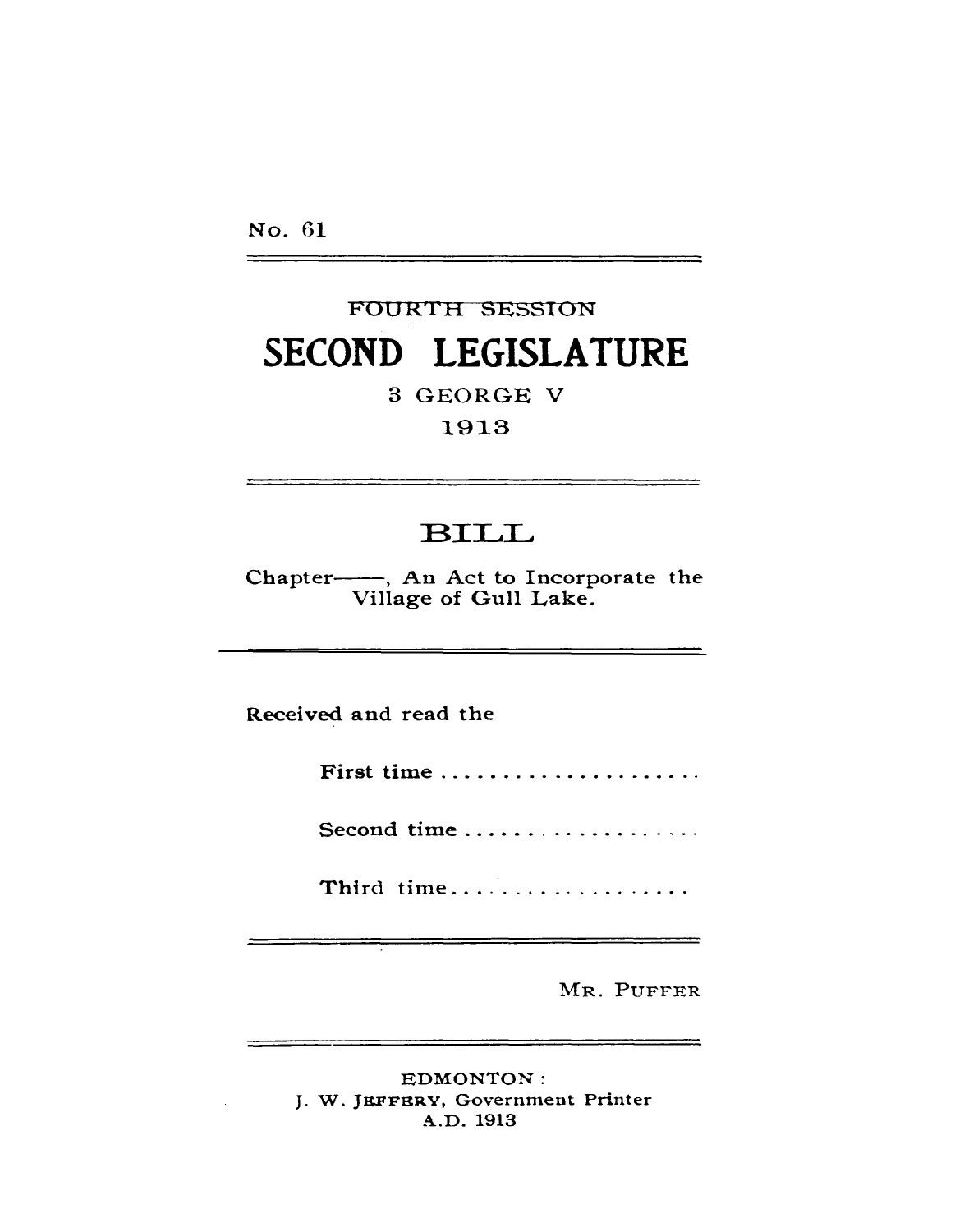No. 61

FOURTH SESSION

# SECOND LEGISLATURE

3 GEORGE V

1913

## BILL

Chapter——, An Act to Incorporate the Village of Gull Lake.

Received and read the

First time ....................

Second time ....................

Third time....................

MR. PUFFER

EDMONTON:
J. W. JEFFERY, Government Printer
A.D. 1913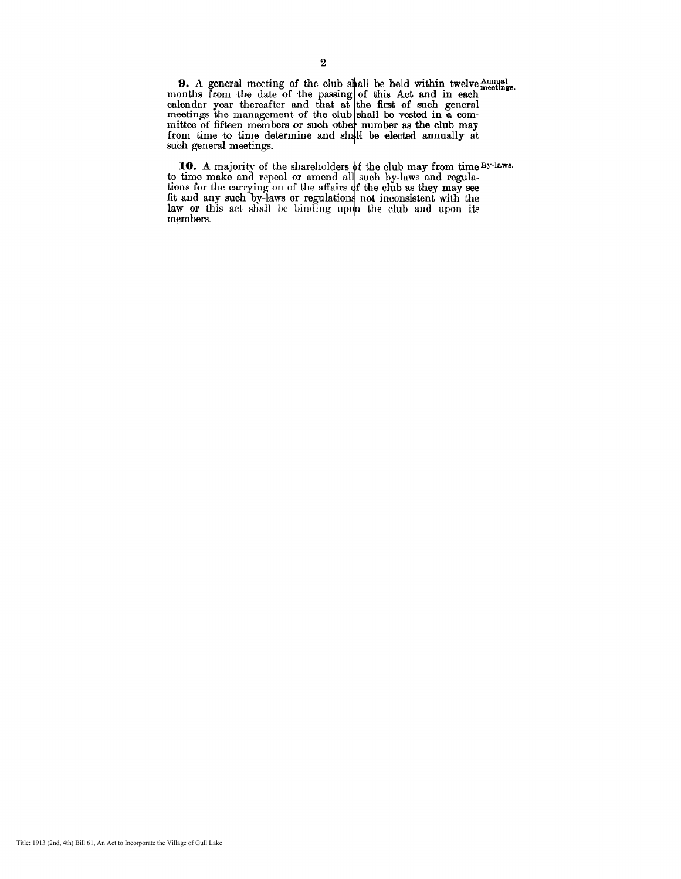**9.** A general meeting of the club shall be held within twelve months from the date of the passing of this Act and in each calendar year thereafter and that at the first of such general meetings the management of the club shall be vested in a committee of fifteen members or such other number as the club may from time to time determine and shall be elected annually at such general meetings.

Annual meetings.

**10.** A majority of the shareholders of the club may from time to time make and repeal or amend all such by-laws and regulations for the carrying on of the affairs of the club as they may see fit and any such by-laws or regulations not inconsistent with the law or this act shall be binding upon the club and upon its members.

By-laws.